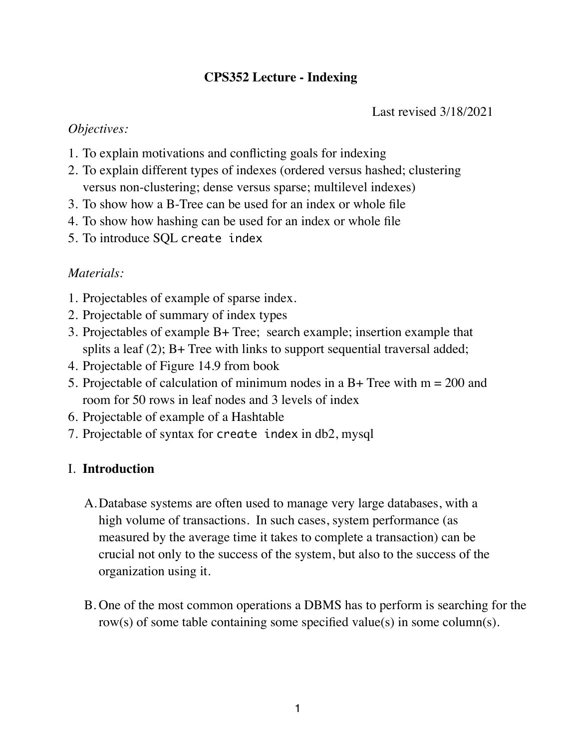# CPS352 Lecture - Indexing

Last revised 3/18/2021

*Objectives:*

1. To explain motivations and conflicting goals for indexing
2. To explain different types of indexes (ordered versus hashed; clustering versus non-clustering; dense versus sparse; multilevel indexes)
3. To show how a B-Tree can be used for an index or whole file
4. To show how hashing can be used for an index or whole file
5. To introduce SQL `create index`

*Materials:*

1. Projectables of example of sparse index.
2. Projectable of summary of index types
3. Projectables of example B+ Tree; search example; insertion example that splits a leaf (2); B+ Tree with links to support sequential traversal added;
4. Projectable of Figure 14.9 from book
5. Projectable of calculation of minimum nodes in a B+ Tree with m = 200 and room for 50 rows in leaf nodes and 3 levels of index
6. Projectable of example of a Hashtable
7. Projectable of syntax for `create index` in db2, mysql

## I. **Introduction**

A. Database systems are often used to manage very large databases, with a high volume of transactions. In such cases, system performance (as measured by the average time it takes to complete a transaction) can be crucial not only to the success of the system, but also to the success of the organization using it.

B. One of the most common operations a DBMS has to perform is searching for the row(s) of some table containing some specified value(s) in some column(s).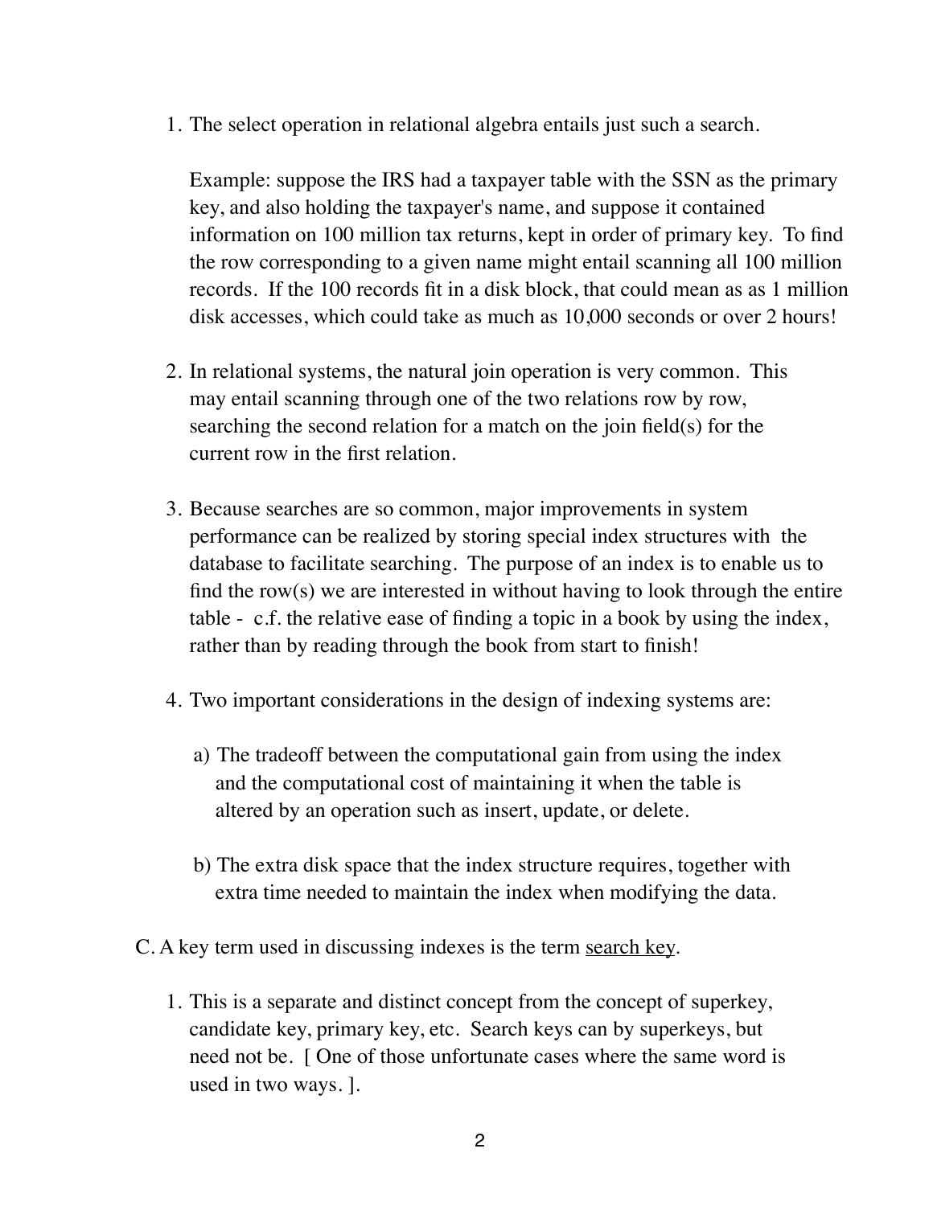1. The select operation in relational algebra entails just such a search.

   Example: suppose the IRS had a taxpayer table with the SSN as the primary key, and also holding the taxpayer's name, and suppose it contained information on 100 million tax returns, kept in order of primary key. To find the row corresponding to a given name might entail scanning all 100 million records. If the 100 records fit in a disk block, that could mean as as 1 million disk accesses, which could take as much as 10,000 seconds or over 2 hours!

2. In relational systems, the natural join operation is very common. This may entail scanning through one of the two relations row by row, searching the second relation for a match on the join field(s) for the current row in the first relation.

3. Because searches are so common, major improvements in system performance can be realized by storing special index structures with the database to facilitate searching. The purpose of an index is to enable us to find the row(s) we are interested in without having to look through the entire table - c.f. the relative ease of finding a topic in a book by using the index, rather than by reading through the book from start to finish!

4. Two important considerations in the design of indexing systems are:

   a) The tradeoff between the computational gain from using the index and the computational cost of maintaining it when the table is altered by an operation such as insert, update, or delete.

   b) The extra disk space that the index structure requires, together with extra time needed to maintain the index when modifying the data.

C. A key term used in discussing indexes is the term <u>search key</u>.

1. This is a separate and distinct concept from the concept of superkey, candidate key, primary key, etc. Search keys can by superkeys, but need not be. [ One of those unfortunate cases where the same word is used in two ways. ].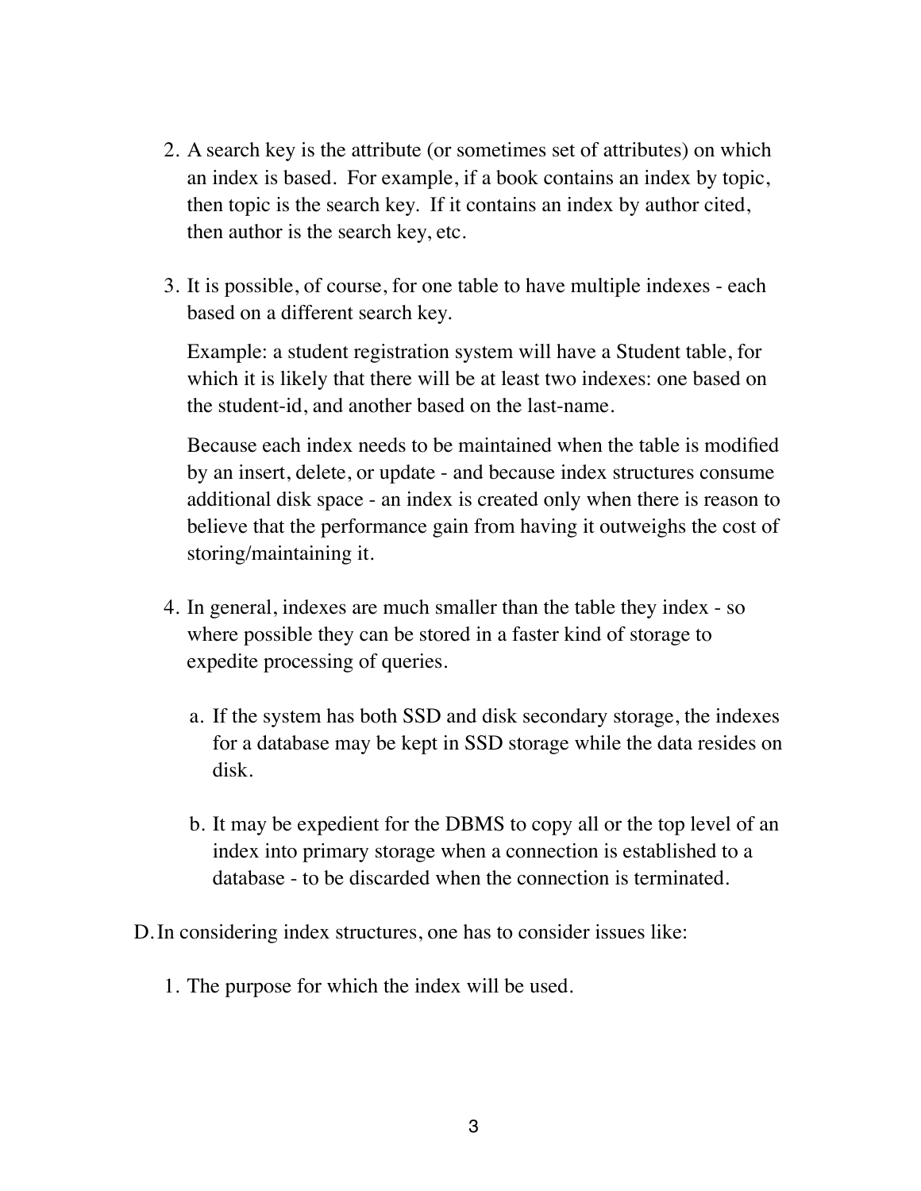2. A search key is the attribute (or sometimes set of attributes) on which an index is based. For example, if a book contains an index by topic, then topic is the search key. If it contains an index by author cited, then author is the search key, etc.

3. It is possible, of course, for one table to have multiple indexes - each based on a different search key.

   Example: a student registration system will have a Student table, for which it is likely that there will be at least two indexes: one based on the student-id, and another based on the last-name.

   Because each index needs to be maintained when the table is modified by an insert, delete, or update - and because index structures consume additional disk space - an index is created only when there is reason to believe that the performance gain from having it outweighs the cost of storing/maintaining it.

4. In general, indexes are much smaller than the table they index - so where possible they can be stored in a faster kind of storage to expedite processing of queries.

   a. If the system has both SSD and disk secondary storage, the indexes for a database may be kept in SSD storage while the data resides on disk.

   b. It may be expedient for the DBMS to copy all or the top level of an index into primary storage when a connection is established to a database - to be discarded when the connection is terminated.

D. In considering index structures, one has to consider issues like:

   1. The purpose for which the index will be used.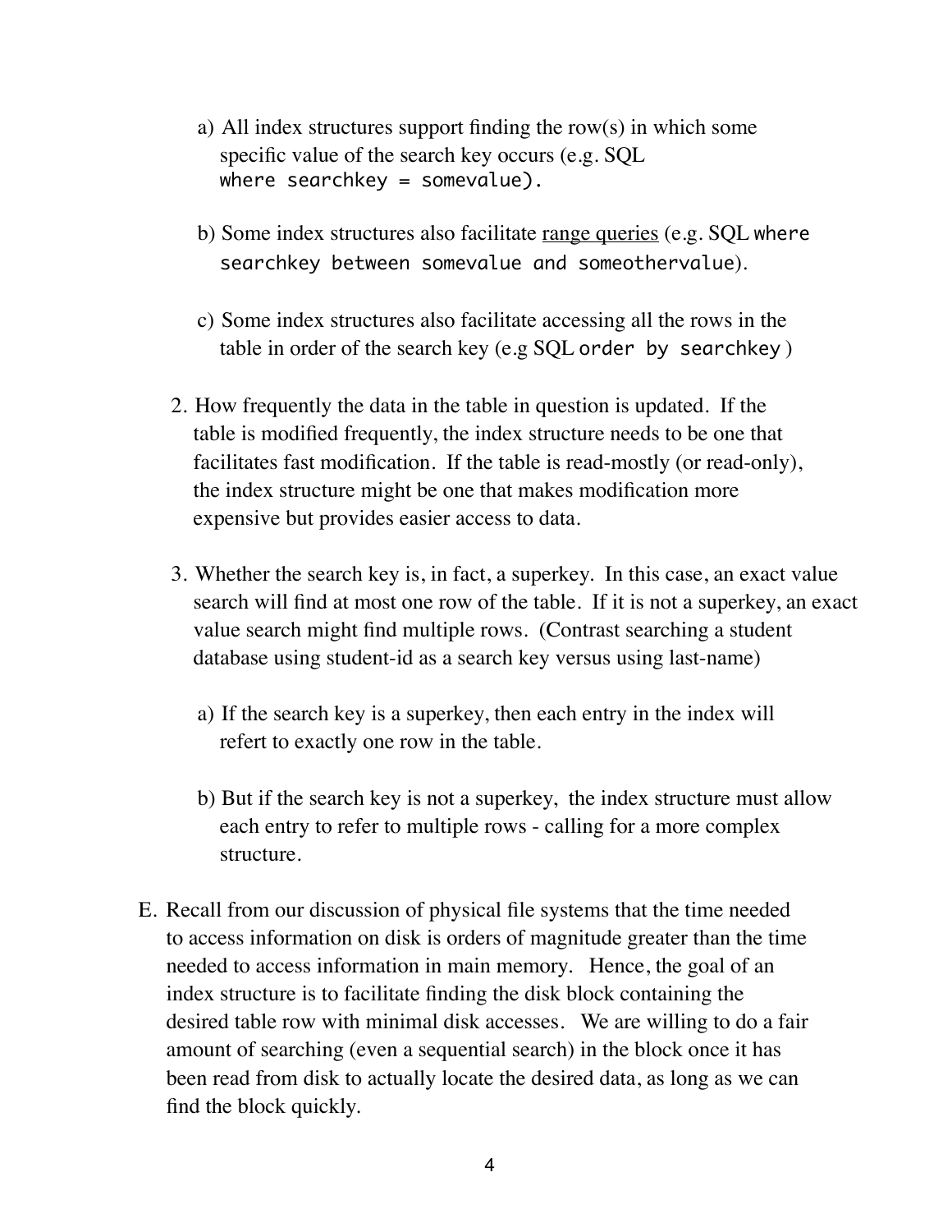a) All index structures support finding the row(s) in which some specific value of the search key occurs (e.g. SQL `where searchkey = somevalue).`

   b) Some index structures also facilitate range queries (e.g. SQL `where searchkey between somevalue and someothervalue`).

   c) Some index structures also facilitate accessing all the rows in the table in order of the search key (e.g SQL `order by searchkey` )

2. How frequently the data in the table in question is updated. If the table is modified frequently, the index structure needs to be one that facilitates fast modification. If the table is read-mostly (or read-only), the index structure might be one that makes modification more expensive but provides easier access to data.

3. Whether the search key is, in fact, a superkey. In this case, an exact value search will find at most one row of the table. If it is not a superkey, an exact value search might find multiple rows. (Contrast searching a student database using student-id as a search key versus using last-name)

   a) If the search key is a superkey, then each entry in the index will refert to exactly one row in the table.

   b) But if the search key is not a superkey, the index structure must allow each entry to refer to multiple rows - calling for a more complex structure.

E. Recall from our discussion of physical file systems that the time needed to access information on disk is orders of magnitude greater than the time needed to access information in main memory. Hence, the goal of an index structure is to facilitate finding the disk block containing the desired table row with minimal disk accesses. We are willing to do a fair amount of searching (even a sequential search) in the block once it has been read from disk to actually locate the desired data, as long as we can find the block quickly.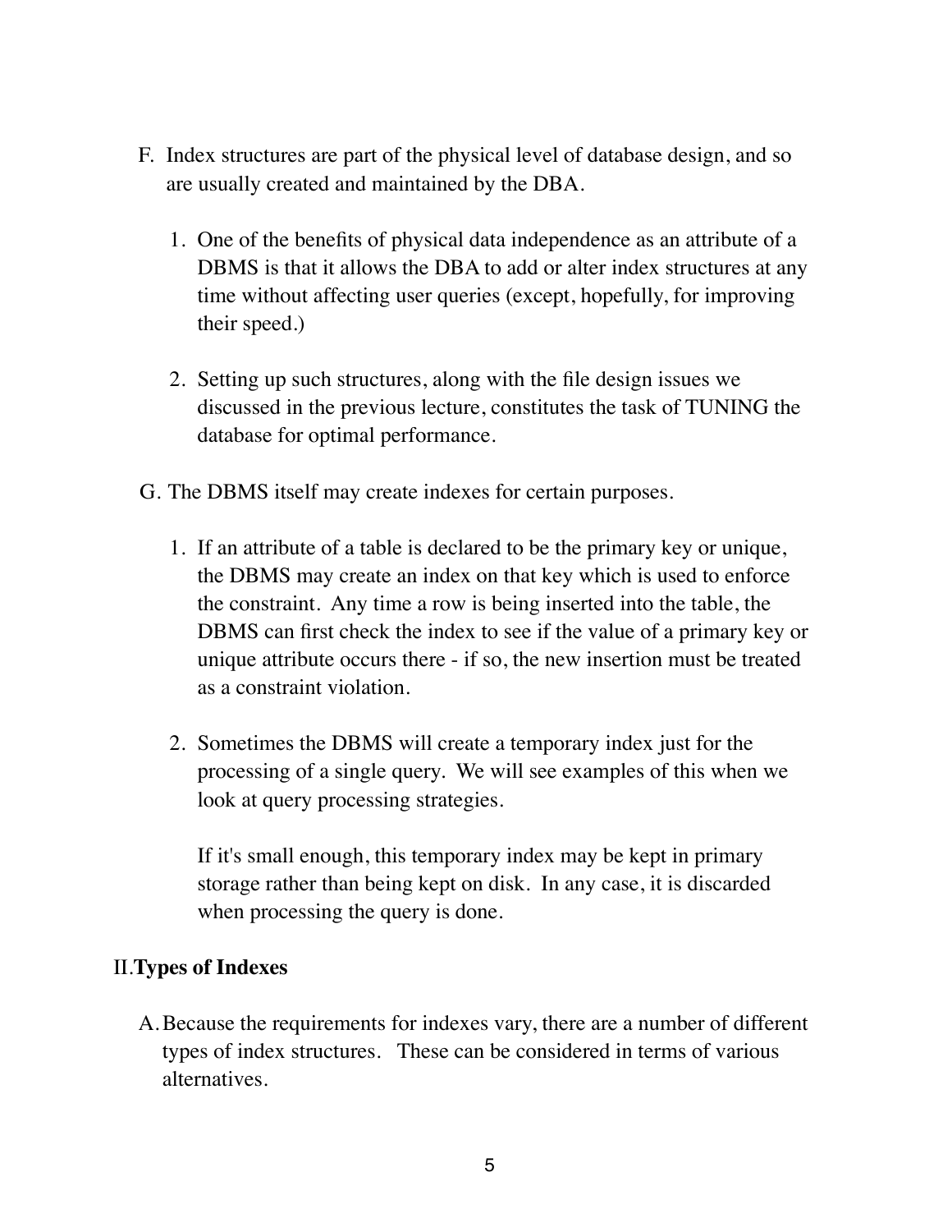F. Index structures are part of the physical level of database design, and so are usually created and maintained by the DBA.

   1. One of the benefits of physical data independence as an attribute of a DBMS is that it allows the DBA to add or alter index structures at any time without affecting user queries (except, hopefully, for improving their speed.)

   2. Setting up such structures, along with the file design issues we discussed in the previous lecture, constitutes the task of TUNING the database for optimal performance.

G. The DBMS itself may create indexes for certain purposes.

   1. If an attribute of a table is declared to be the primary key or unique, the DBMS may create an index on that key which is used to enforce the constraint. Any time a row is being inserted into the table, the DBMS can first check the index to see if the value of a primary key or unique attribute occurs there - if so, the new insertion must be treated as a constraint violation.

   2. Sometimes the DBMS will create a temporary index just for the processing of a single query. We will see examples of this when we look at query processing strategies.

      If it's small enough, this temporary index may be kept in primary storage rather than being kept on disk. In any case, it is discarded when processing the query is done.

## II. Types of Indexes

A. Because the requirements for indexes vary, there are a number of different types of index structures. These can be considered in terms of various alternatives.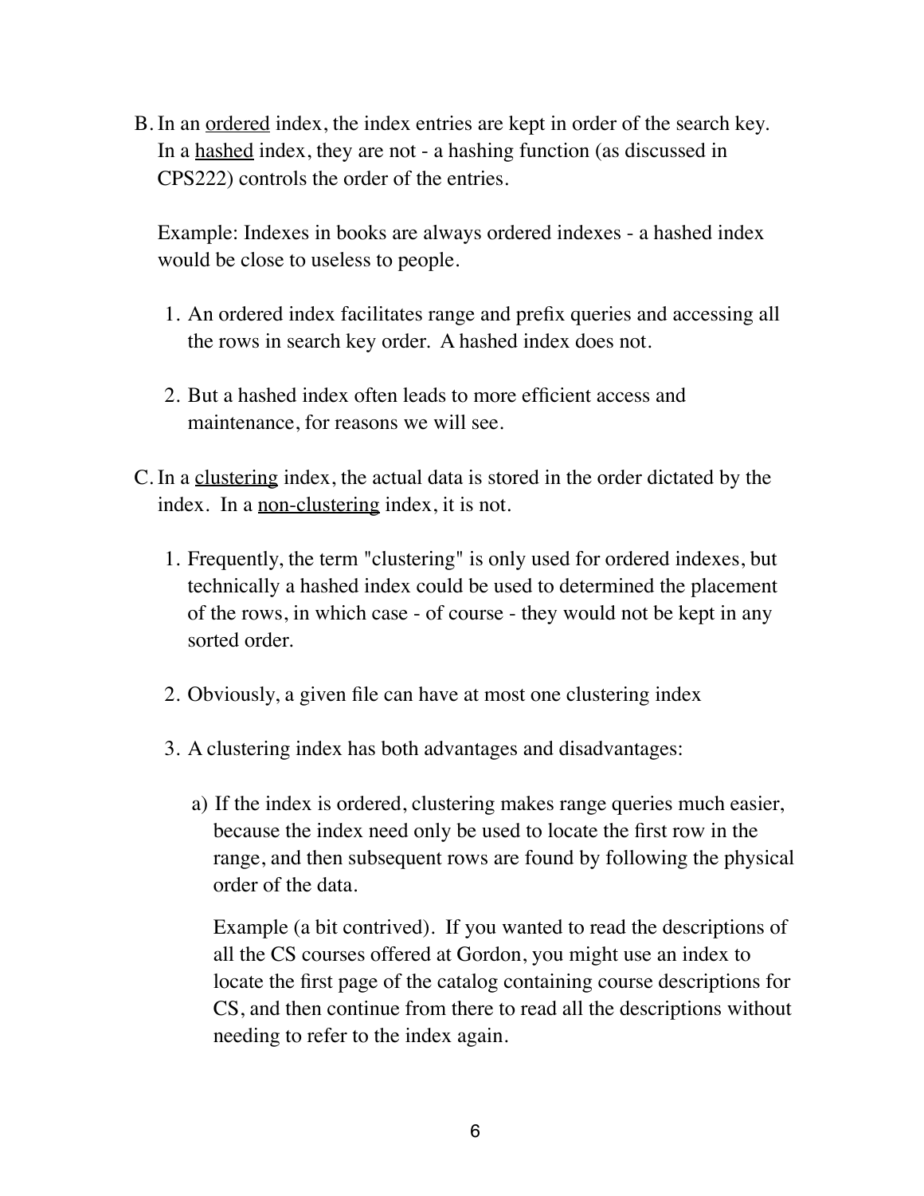B. In an <u>ordered</u> index, the index entries are kept in order of the search key. In a <u>hashed</u> index, they are not - a hashing function (as discussed in CPS222) controls the order of the entries.

   Example: Indexes in books are always ordered indexes - a hashed index would be close to useless to people.

   1. An ordered index facilitates range and prefix queries and accessing all the rows in search key order. A hashed index does not.

   2. But a hashed index often leads to more efficient access and maintenance, for reasons we will see.

C. In a <u>clustering</u> index, the actual data is stored in the order dictated by the index. In a <u>non-clustering</u> index, it is not.

   1. Frequently, the term "clustering" is only used for ordered indexes, but technically a hashed index could be used to determined the placement of the rows, in which case - of course - they would not be kept in any sorted order.

   2. Obviously, a given file can have at most one clustering index

   3. A clustering index has both advantages and disadvantages:

      a) If the index is ordered, clustering makes range queries much easier, because the index need only be used to locate the first row in the range, and then subsequent rows are found by following the physical order of the data.

         Example (a bit contrived). If you wanted to read the descriptions of all the CS courses offered at Gordon, you might use an index to locate the first page of the catalog containing course descriptions for CS, and then continue from there to read all the descriptions without needing to refer to the index again.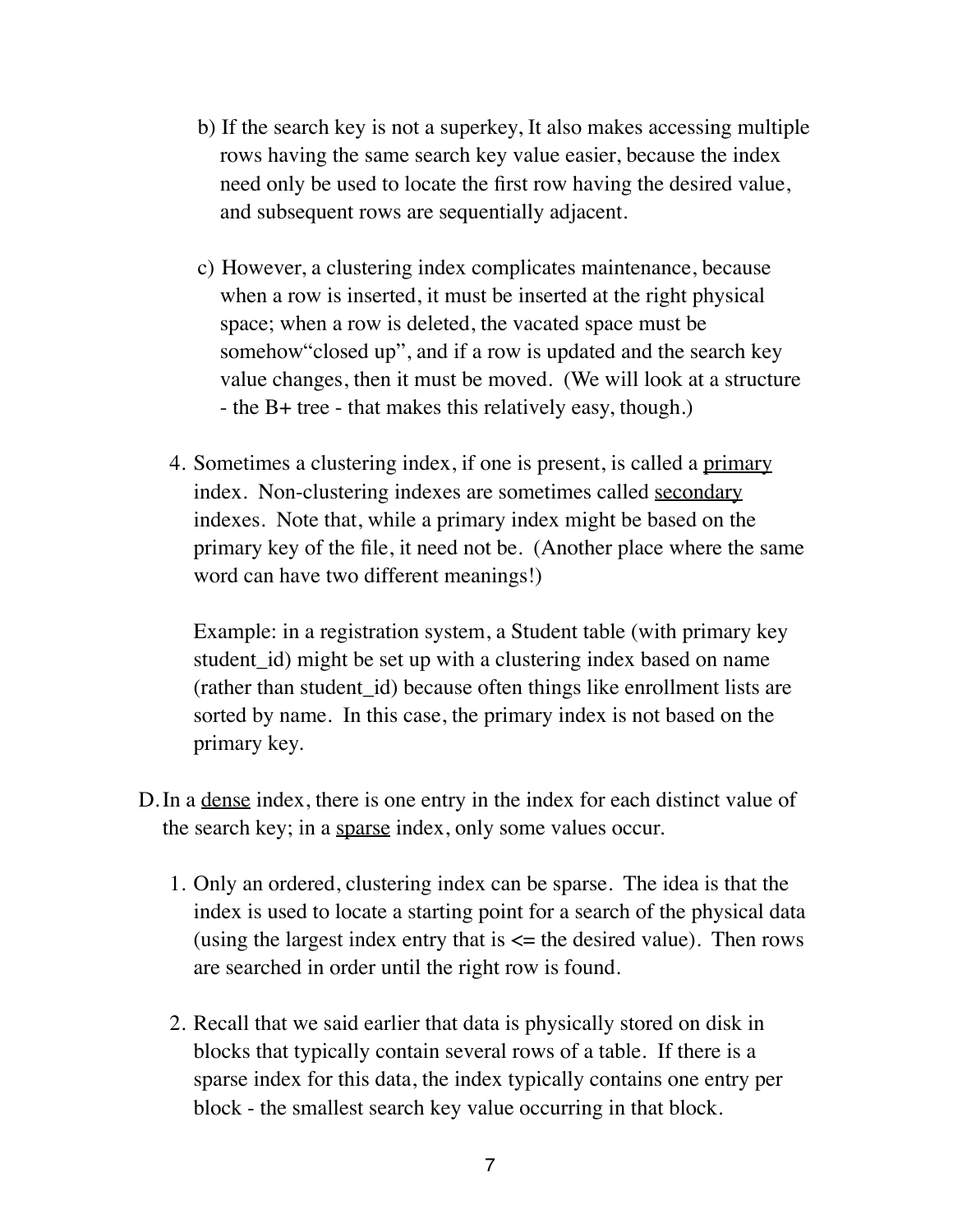b) If the search key is not a superkey, It also makes accessing multiple rows having the same search key value easier, because the index need only be used to locate the first row having the desired value, and subsequent rows are sequentially adjacent.

c) However, a clustering index complicates maintenance, because when a row is inserted, it must be inserted at the right physical space; when a row is deleted, the vacated space must be somehow"closed up", and if a row is updated and the search key value changes, then it must be moved. (We will look at a structure - the B+ tree - that makes this relatively easy, though.)

4. Sometimes a clustering index, if one is present, is called a <u>primary</u> index. Non-clustering indexes are sometimes called <u>secondary</u> indexes. Note that, while a primary index might be based on the primary key of the file, it need not be. (Another place where the same word can have two different meanings!)

   Example: in a registration system, a Student table (with primary key student_id) might be set up with a clustering index based on name (rather than student_id) because often things like enrollment lists are sorted by name. In this case, the primary index is not based on the primary key.

D. In a <u>dense</u> index, there is one entry in the index for each distinct value of the search key; in a <u>sparse</u> index, only some values occur.

1. Only an ordered, clustering index can be sparse. The idea is that the index is used to locate a starting point for a search of the physical data (using the largest index entry that is <= the desired value). Then rows are searched in order until the right row is found.

2. Recall that we said earlier that data is physically stored on disk in blocks that typically contain several rows of a table. If there is a sparse index for this data, the index typically contains one entry per block - the smallest search key value occurring in that block.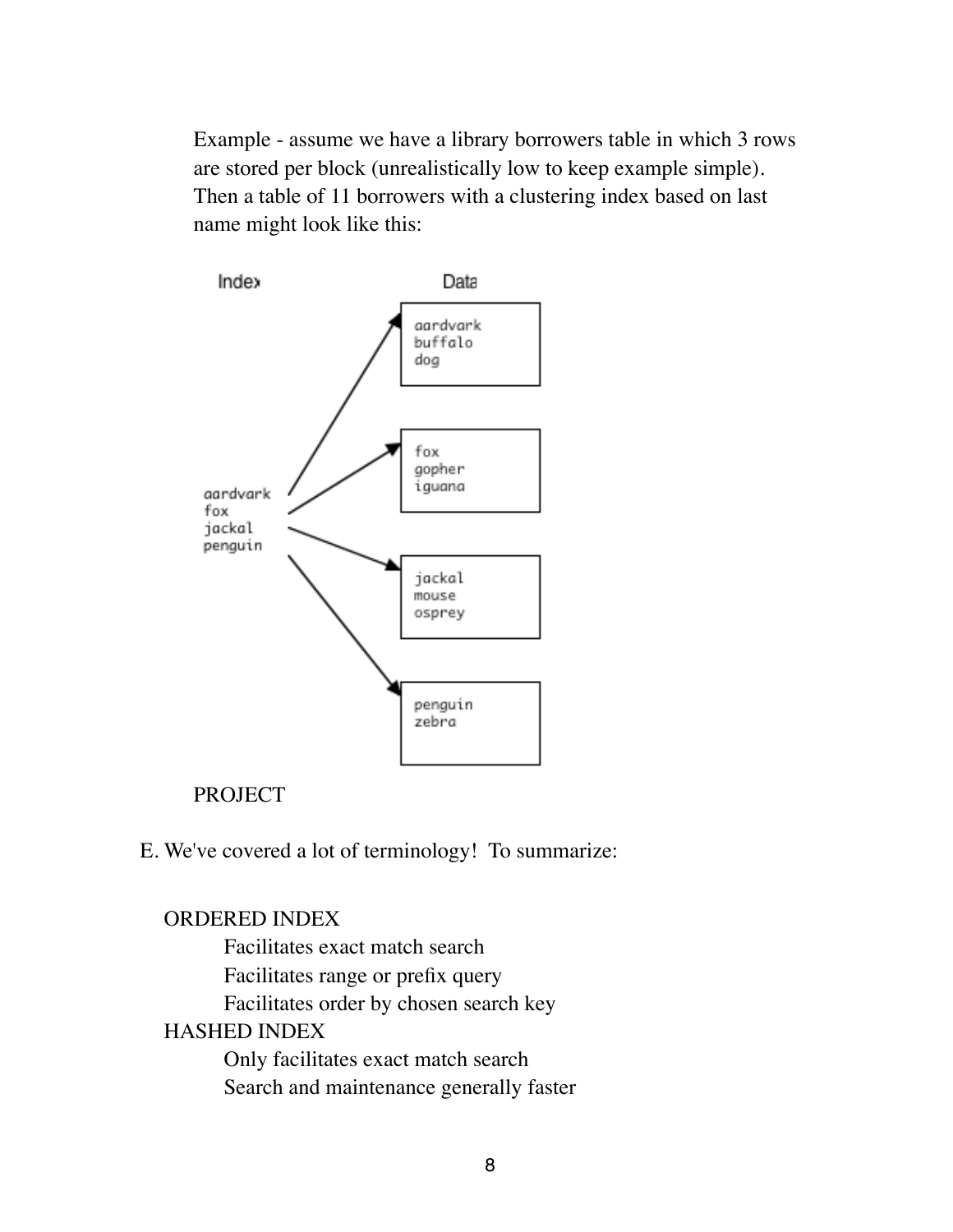Example - assume we have a library borrowers table in which 3 rows are stored per block (unrealistically low to keep example simple). Then a table of 11 borrowers with a clustering index based on last name might look like this:

```
Index                Data

                     +----------+
aardvark  -------->  | aardvark |
                     | buffalo  |
                     | dog      |
                     +----------+

                     +----------+
fox       -------->  | fox      |
                     | gopher   |
                     | iguana   |
                     +----------+

                     +----------+
jackal    -------->  | jackal   |
                     | mouse    |
                     | osprey   |
                     +----------+

                     +----------+
penguin   -------->  | penguin  |
                     | zebra    |
                     +----------+
```

PROJECT

E. We've covered a lot of terminology! To summarize:

ORDERED INDEX
- Facilitates exact match search
- Facilitates range or prefix query
- Facilitates order by chosen search key

HASHED INDEX
- Only facilitates exact match search
- Search and maintenance generally faster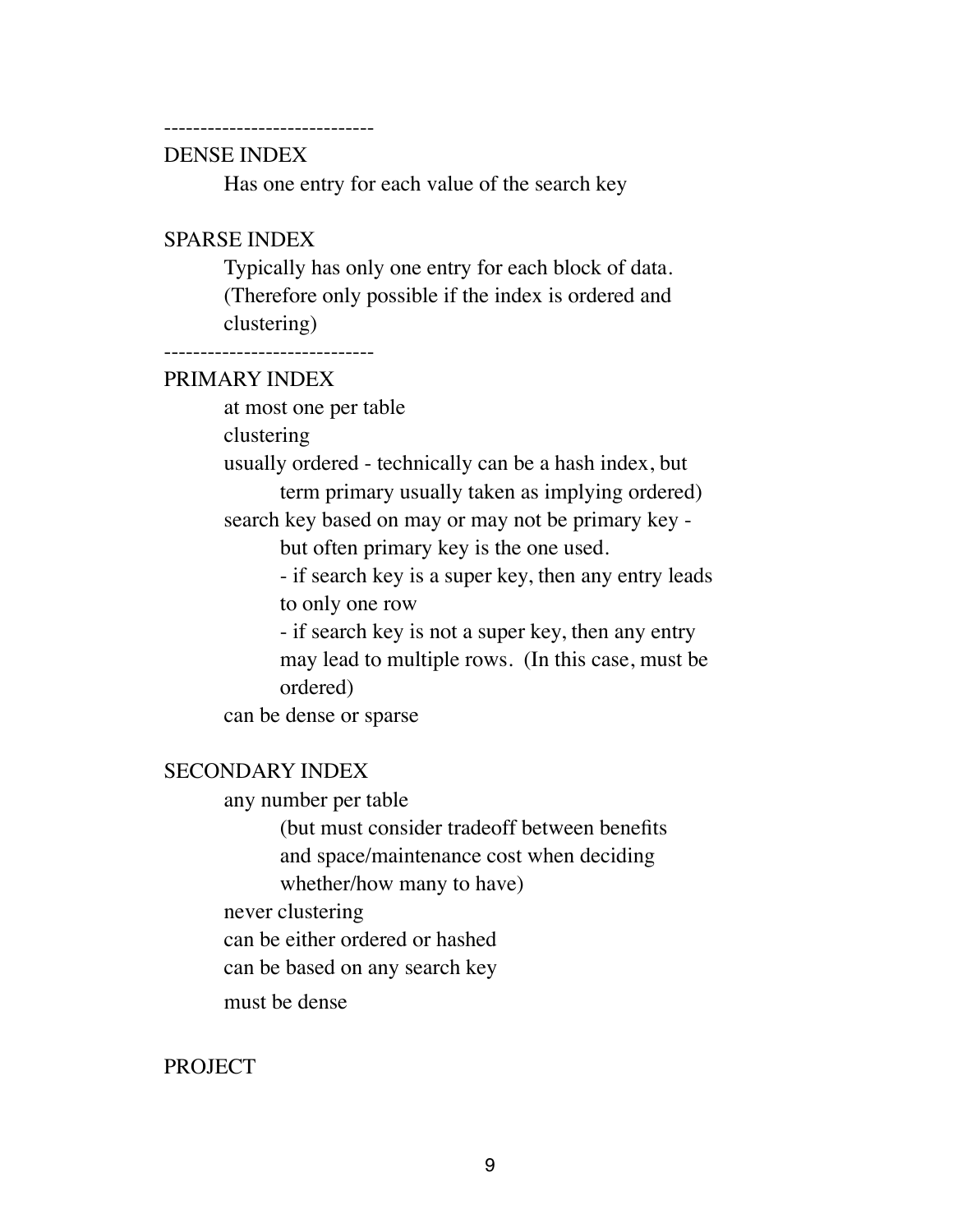-----------------------------

DENSE INDEX

Has one entry for each value of the search key

SPARSE INDEX

Typically has only one entry for each block of data. (Therefore only possible if the index is ordered and clustering)

-----------------------------

PRIMARY INDEX

- at most one per table
- clustering
- usually ordered - technically can be a hash index, but term primary usually taken as implying ordered)
- search key based on may or may not be primary key - but often primary key is the one used.
  - if search key is a super key, then any entry leads to only one row
  - if search key is not a super key, then any entry may lead to multiple rows. (In this case, must be ordered)
- can be dense or sparse

SECONDARY INDEX

- any number per table
  - (but must consider tradeoff between benefits and space/maintenance cost when deciding whether/how many to have)
- never clustering
- can be either ordered or hashed
- can be based on any search key
- must be dense

PROJECT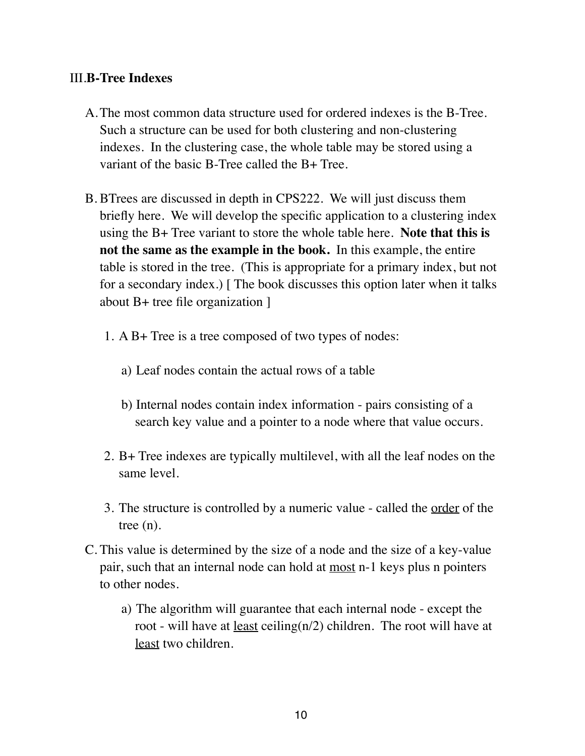## III. B-Tree Indexes

A. The most common data structure used for ordered indexes is the B-Tree. Such a structure can be used for both clustering and non-clustering indexes. In the clustering case, the whole table may be stored using a variant of the basic B-Tree called the B+ Tree.

B. BTrees are discussed in depth in CPS222. We will just discuss them briefly here. We will develop the specific application to a clustering index using the B+ Tree variant to store the whole table here. **Note that this is not the same as the example in the book.** In this example, the entire table is stored in the tree. (This is appropriate for a primary index, but not for a secondary index.) [ The book discusses this option later when it talks about B+ tree file organization ]

   1. A B+ Tree is a tree composed of two types of nodes:

      a) Leaf nodes contain the actual rows of a table

      b) Internal nodes contain index information - pairs consisting of a search key value and a pointer to a node where that value occurs.

   2. B+ Tree indexes are typically multilevel, with all the leaf nodes on the same level.

   3. The structure is controlled by a numeric value - called the <u>order</u> of the tree (n).

C. This value is determined by the size of a node and the size of a key-value pair, such that an internal node can hold at <u>most</u> n-1 keys plus n pointers to other nodes.

   a) The algorithm will guarantee that each internal node - except the root - will have at <u>least</u> ceiling(n/2) children. The root will have at <u>least</u> two children.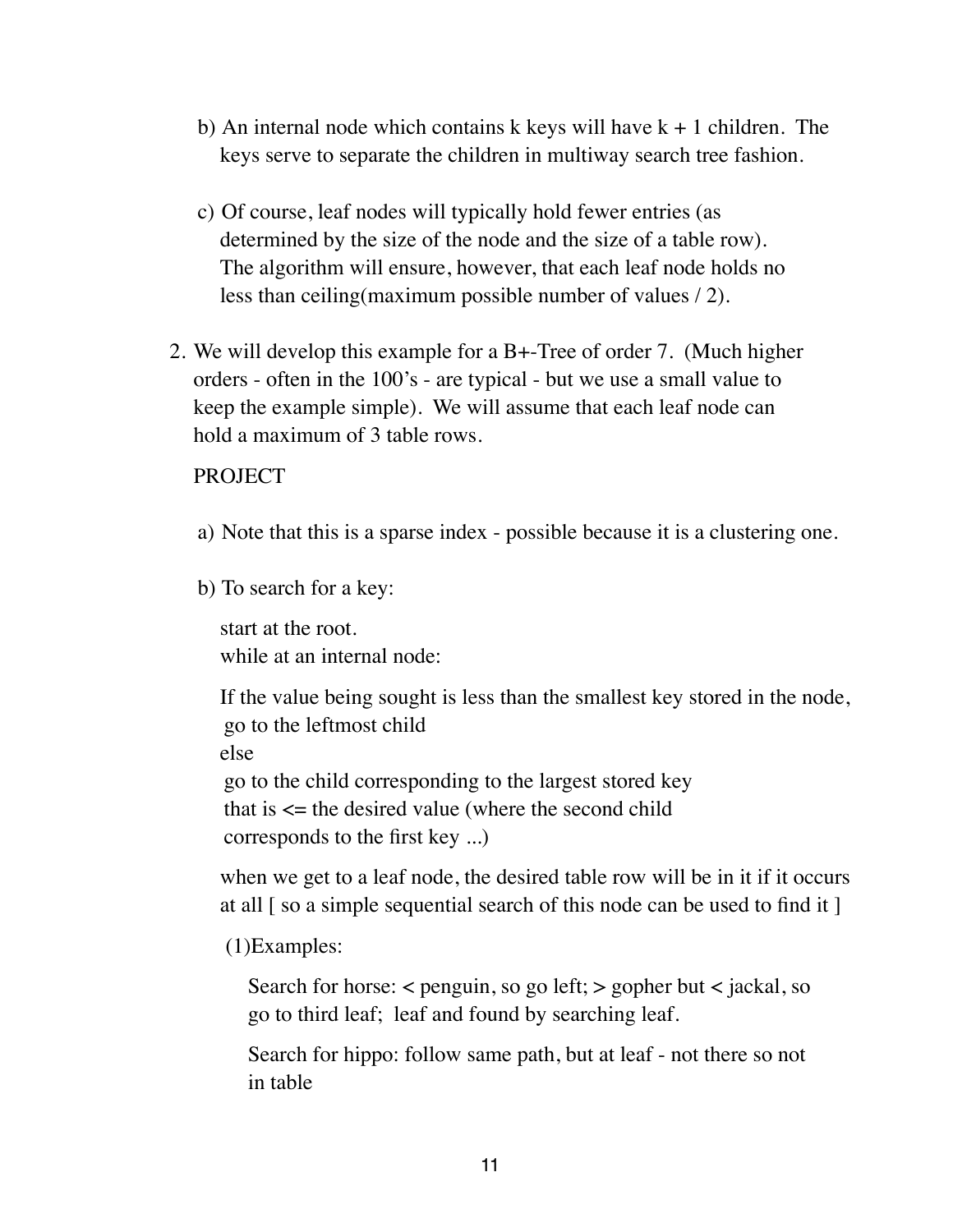b) An internal node which contains k keys will have k + 1 children. The keys serve to separate the children in multiway search tree fashion.

c) Of course, leaf nodes will typically hold fewer entries (as determined by the size of the node and the size of a table row). The algorithm will ensure, however, that each leaf node holds no less than ceiling(maximum possible number of values / 2).

2. We will develop this example for a B+-Tree of order 7. (Much higher orders - often in the 100's - are typical - but we use a small value to keep the example simple). We will assume that each leaf node can hold a maximum of 3 table rows.

   PROJECT

   a) Note that this is a sparse index - possible because it is a clustering one.

   b) To search for a key:

      start at the root.
      while at an internal node:

      If the value being sought is less than the smallest key stored in the node,
       go to the leftmost child
      else
       go to the child corresponding to the largest stored key
       that is <= the desired value (where the second child
       corresponds to the first key ...)

      when we get to a leaf node, the desired table row will be in it if it occurs at all [ so a simple sequential search of this node can be used to find it ]

      (1)Examples:

      Search for horse: < penguin, so go left; > gopher but < jackal, so go to third leaf; leaf and found by searching leaf.

      Search for hippo: follow same path, but at leaf - not there so not in table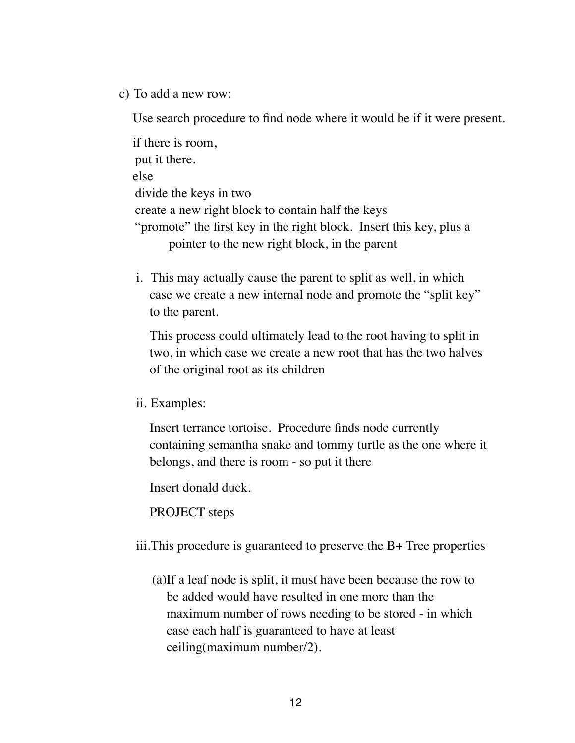c) To add a new row:

Use search procedure to find node where it would be if it were present.

if there is room,
 put it there.
else
 divide the keys in two
 create a new right block to contain half the keys
 "promote" the first key in the right block. Insert this key, plus a pointer to the new right block, in the parent

i. This may actually cause the parent to split as well, in which case we create a new internal node and promote the "split key" to the parent.

   This process could ultimately lead to the root having to split in two, in which case we create a new root that has the two halves of the original root as its children

ii. Examples:

   Insert terrance tortoise. Procedure finds node currently containing semantha snake and tommy turtle as the one where it belongs, and there is room - so put it there

   Insert donald duck.

   PROJECT steps

iii. This procedure is guaranteed to preserve the B+ Tree properties

   (a) If a leaf node is split, it must have been because the row to be added would have resulted in one more than the maximum number of rows needing to be stored - in which case each half is guaranteed to have at least ceiling(maximum number/2).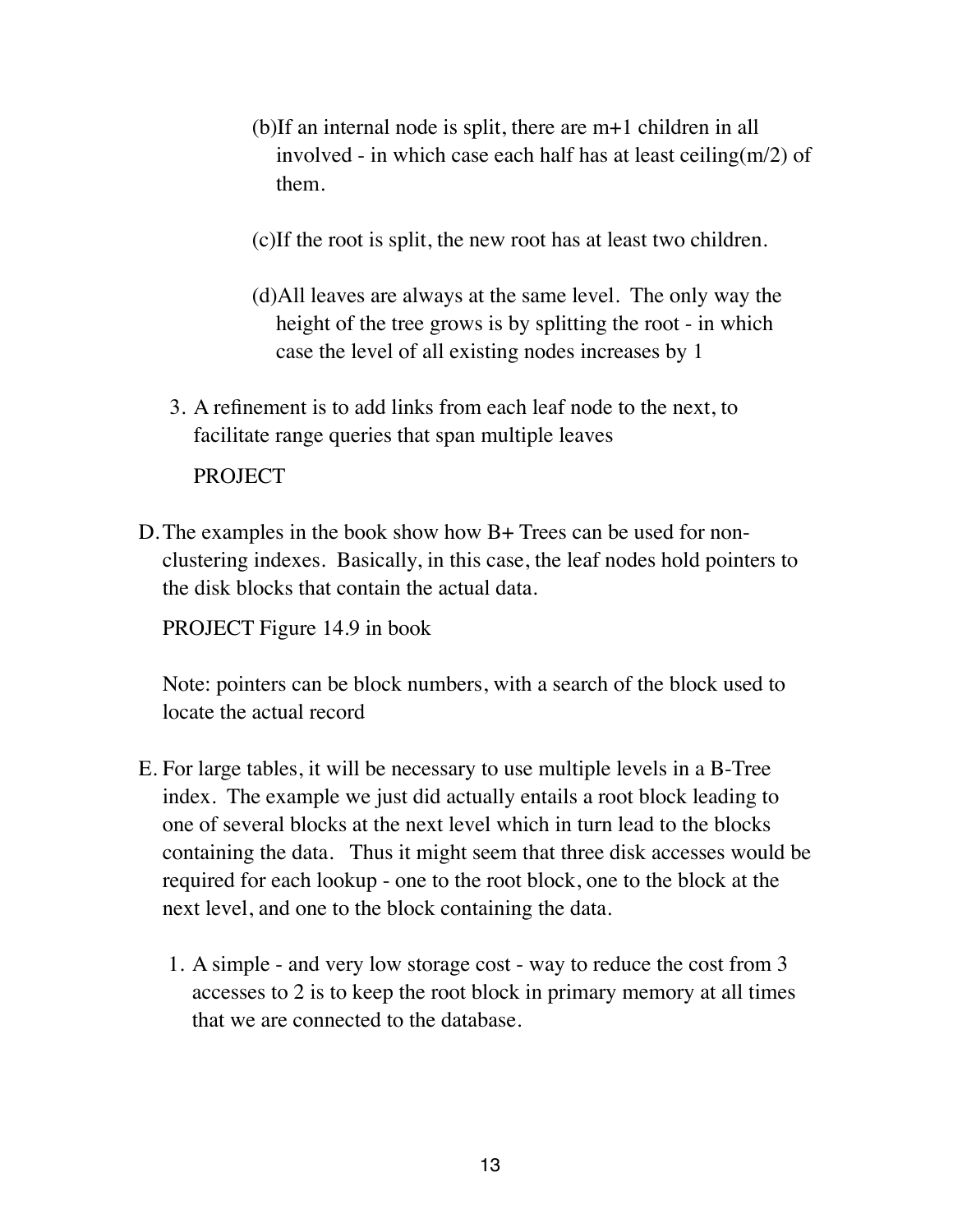(b) If an internal node is split, there are m+1 children in all involved - in which case each half has at least ceiling(m/2) of them.

(c) If the root is split, the new root has at least two children.

(d) All leaves are always at the same level. The only way the height of the tree grows is by splitting the root - in which case the level of all existing nodes increases by 1

3. A refinement is to add links from each leaf node to the next, to facilitate range queries that span multiple leaves

   PROJECT

D. The examples in the book show how B+ Trees can be used for non-clustering indexes. Basically, in this case, the leaf nodes hold pointers to the disk blocks that contain the actual data.

   PROJECT Figure 14.9 in book

   Note: pointers can be block numbers, with a search of the block used to locate the actual record

E. For large tables, it will be necessary to use multiple levels in a B-Tree index. The example we just did actually entails a root block leading to one of several blocks at the next level which in turn lead to the blocks containing the data. Thus it might seem that three disk accesses would be required for each lookup - one to the root block, one to the block at the next level, and one to the block containing the data.

   1. A simple - and very low storage cost - way to reduce the cost from 3 accesses to 2 is to keep the root block in primary memory at all times that we are connected to the database.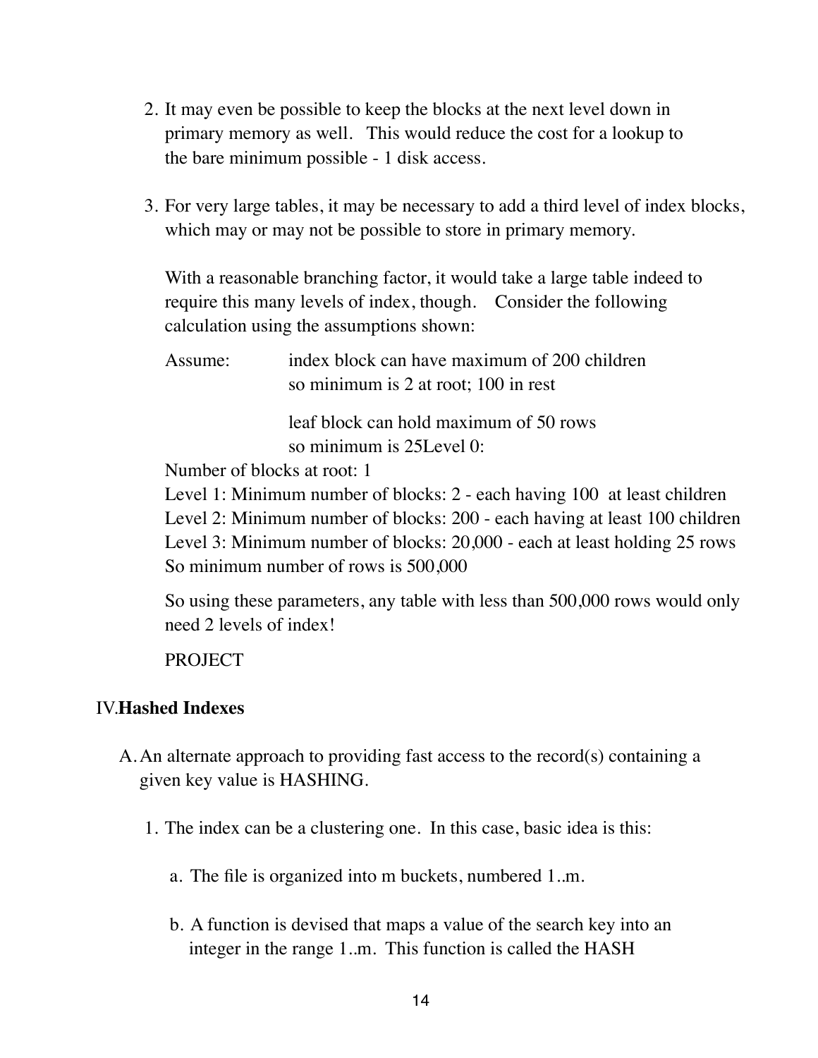2. It may even be possible to keep the blocks at the next level down in primary memory as well. This would reduce the cost for a lookup to the bare minimum possible - 1 disk access.

3. For very large tables, it may be necessary to add a third level of index blocks, which may or may not be possible to store in primary memory.

   With a reasonable branching factor, it would take a large table indeed to require this many levels of index, though. Consider the following calculation using the assumptions shown:

   Assume: index block can have maximum of 200 children
   so minimum is 2 at root; 100 in rest

   leaf block can hold maximum of 50 rows
   so minimum is 25Level 0:

   Number of blocks at root: 1
   Level 1: Minimum number of blocks: 2 - each having 100 at least children
   Level 2: Minimum number of blocks: 200 - each having at least 100 children
   Level 3: Minimum number of blocks: 20,000 - each at least holding 25 rows
   So minimum number of rows is 500,000

   So using these parameters, any table with less than 500,000 rows would only need 2 levels of index!

   PROJECT

## IV. Hashed Indexes

A. An alternate approach to providing fast access to the record(s) containing a given key value is HASHING.

   1. The index can be a clustering one. In this case, basic idea is this:

      a. The file is organized into m buckets, numbered 1..m.

      b. A function is devised that maps a value of the search key into an integer in the range 1..m. This function is called the HASH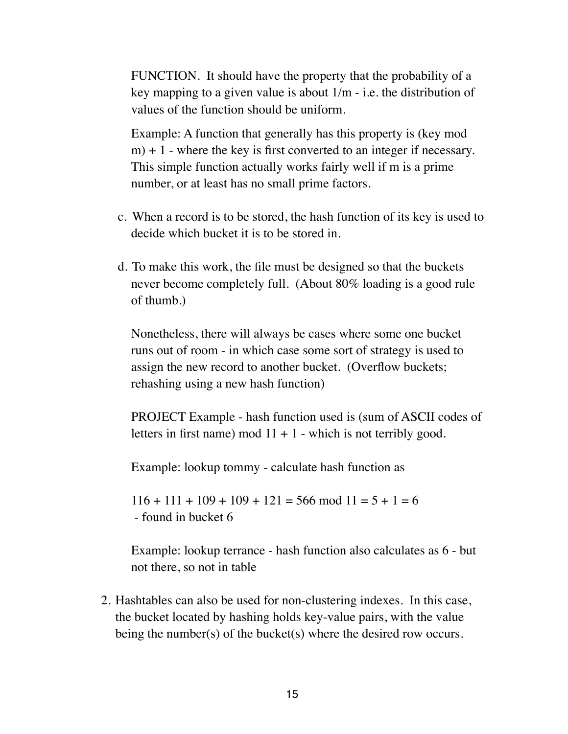FUNCTION. It should have the property that the probability of a key mapping to a given value is about 1/m - i.e. the distribution of values of the function should be uniform.

Example: A function that generally has this property is (key mod m) + 1 - where the key is first converted to an integer if necessary. This simple function actually works fairly well if m is a prime number, or at least has no small prime factors.

c. When a record is to be stored, the hash function of its key is used to decide which bucket it is to be stored in.

d. To make this work, the file must be designed so that the buckets never become completely full. (About 80% loading is a good rule of thumb.)

Nonetheless, there will always be cases where some one bucket runs out of room - in which case some sort of strategy is used to assign the new record to another bucket. (Overflow buckets; rehashing using a new hash function)

PROJECT Example - hash function used is (sum of ASCII codes of letters in first name) mod 11 + 1 - which is not terribly good.

Example: lookup tommy - calculate hash function as

116 + 111 + 109 + 109 + 121 = 566 mod 11 = 5 + 1 = 6
 - found in bucket 6

Example: lookup terrance - hash function also calculates as 6 - but not there, so not in table

2. Hashtables can also be used for non-clustering indexes. In this case, the bucket located by hashing holds key-value pairs, with the value being the number(s) of the bucket(s) where the desired row occurs.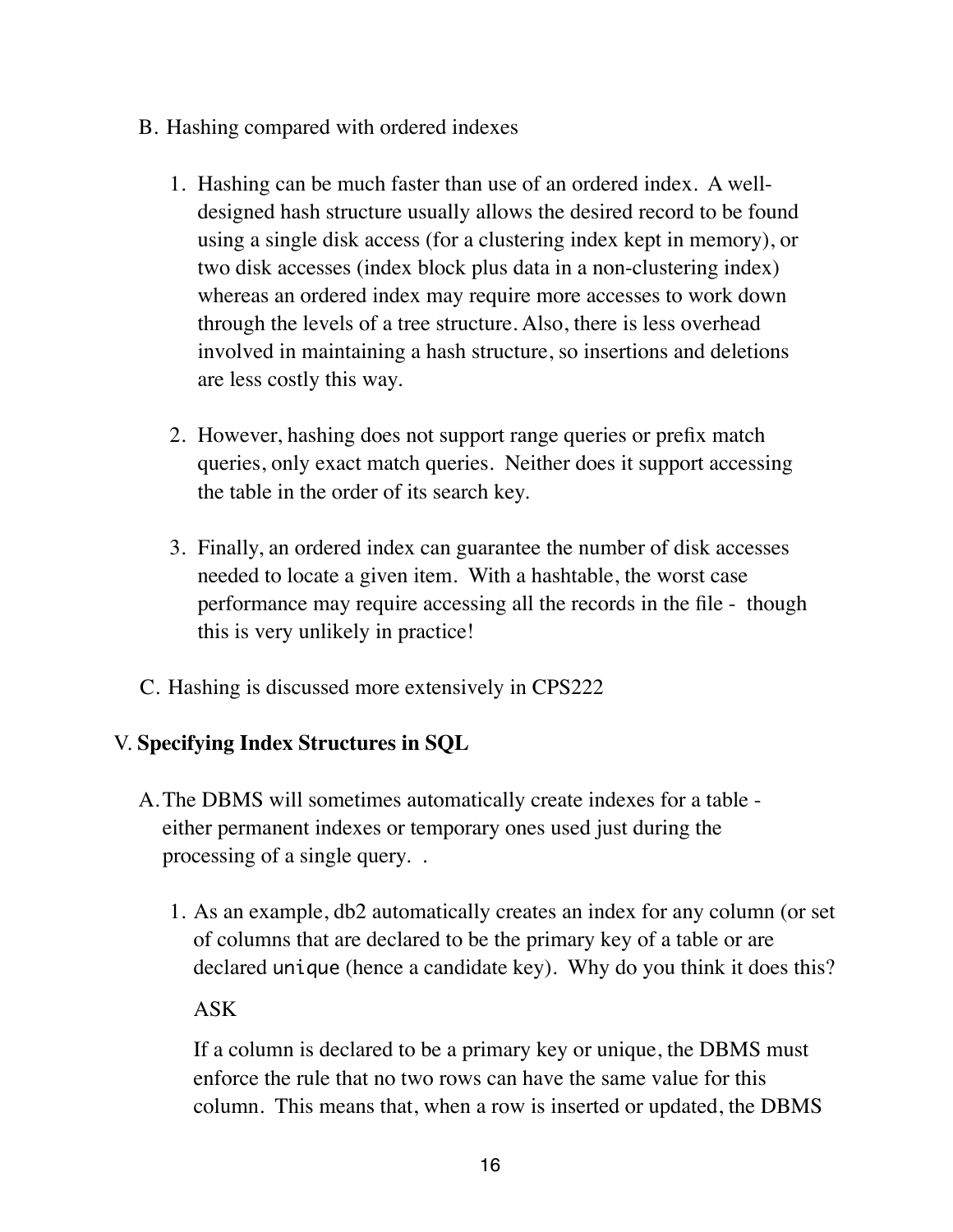B. Hashing compared with ordered indexes

1. Hashing can be much faster than use of an ordered index. A well-designed hash structure usually allows the desired record to be found using a single disk access (for a clustering index kept in memory), or two disk accesses (index block plus data in a non-clustering index) whereas an ordered index may require more accesses to work down through the levels of a tree structure. Also, there is less overhead involved in maintaining a hash structure, so insertions and deletions are less costly this way.

2. However, hashing does not support range queries or prefix match queries, only exact match queries. Neither does it support accessing the table in the order of its search key.

3. Finally, an ordered index can guarantee the number of disk accesses needed to locate a given item. With a hashtable, the worst case performance may require accessing all the records in the file - though this is very unlikely in practice!

C. Hashing is discussed more extensively in CPS222

## V. **Specifying Index Structures in SQL**

A. The DBMS will sometimes automatically create indexes for a table - either permanent indexes or temporary ones used just during the processing of a single query. .

1. As an example, db2 automatically creates an index for any column (or set of columns that are declared to be the primary key of a table or are declared `unique` (hence a candidate key). Why do you think it does this?

   ASK

   If a column is declared to be a primary key or unique, the DBMS must enforce the rule that no two rows can have the same value for this column. This means that, when a row is inserted or updated, the DBMS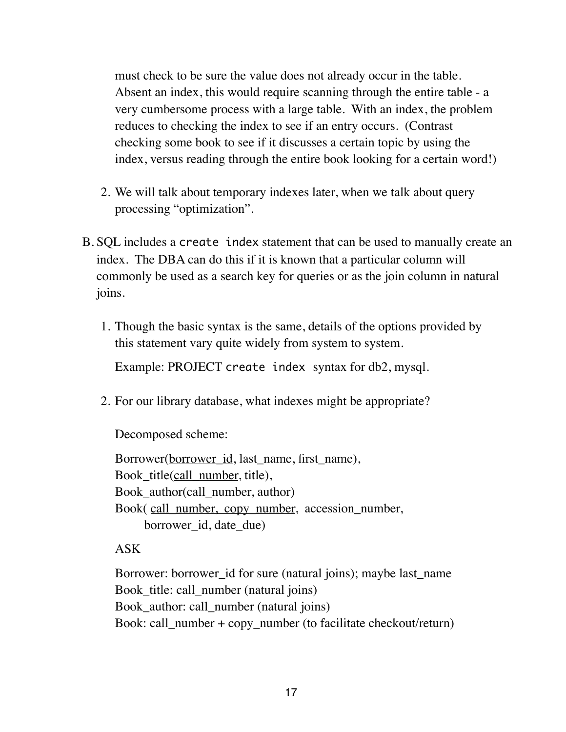must check to be sure the value does not already occur in the table. Absent an index, this would require scanning through the entire table - a very cumbersome process with a large table. With an index, the problem reduces to checking the index to see if an entry occurs. (Contrast checking some book to see if it discusses a certain topic by using the index, versus reading through the entire book looking for a certain word!)

2. We will talk about temporary indexes later, when we talk about query processing "optimization".

B. SQL includes a `create index` statement that can be used to manually create an index. The DBA can do this if it is known that a particular column will commonly be used as a search key for queries or as the join column in natural joins.

1. Though the basic syntax is the same, details of the options provided by this statement vary quite widely from system to system.

   Example: PROJECT `create index` syntax for db2, mysql.

2. For our library database, what indexes might be appropriate?

   Decomposed scheme:

   Borrower(<u>borrower_id</u>, last_name, first_name),
   Book_title(<u>call_number</u>, title),
   Book_author(call_number, author)
   Book( <u>call_number, copy_number</u>, accession_number,
   borrower_id, date_due)

   ASK

   Borrower: borrower_id for sure (natural joins); maybe last_name
   Book_title: call_number (natural joins)
   Book_author: call_number (natural joins)
   Book: call_number + copy_number (to facilitate checkout/return)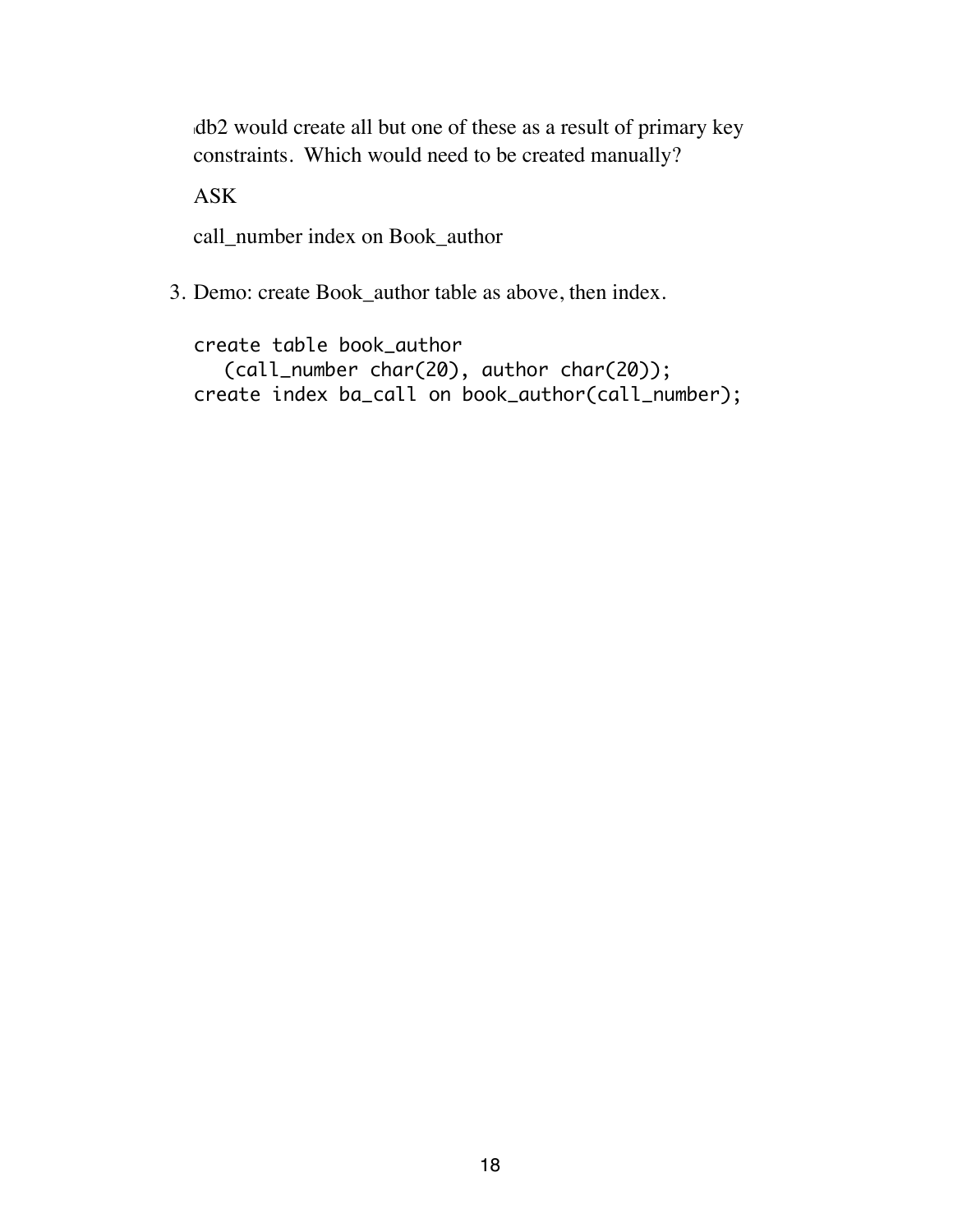db2 would create all but one of these as a result of primary key constraints. Which would need to be created manually?

ASK

call_number index on Book_author

3. Demo: create Book_author table as above, then index.

```
create table book_author
   (call_number char(20), author char(20));
create index ba_call on book_author(call_number);
```